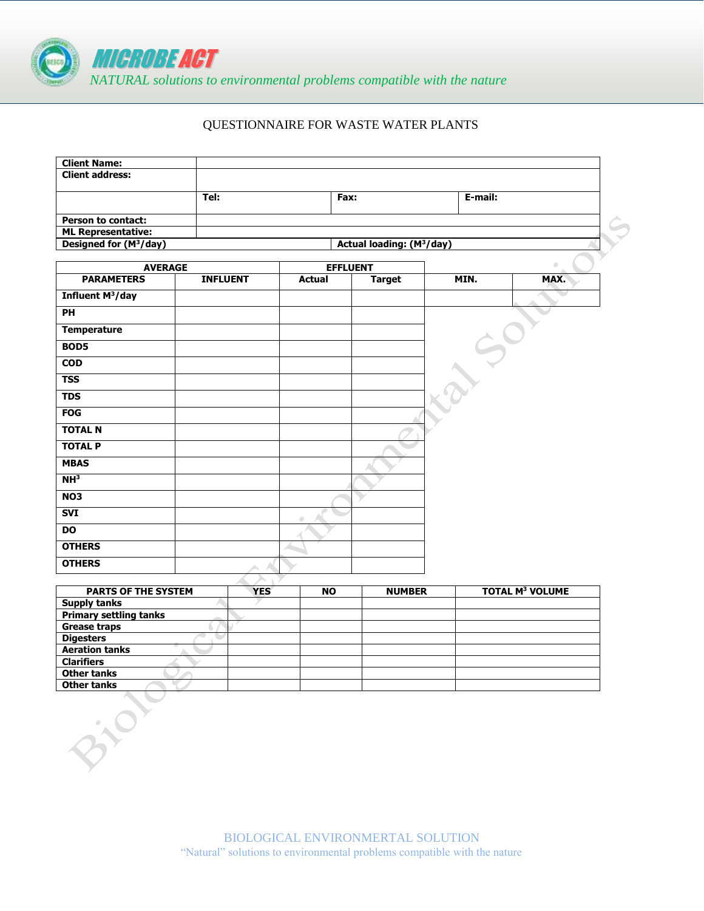MICROBE ACT

*NATURAL solutions to environmental problems compatible with the nature*

# QUESTIONNAIRE FOR WASTE WATER PLANTS

| **Client Name:** | | | |
|---|---|---|---|
| **Client address:** | | | |
| | **Tel:** | **Fax:** | **E-mail:** |
| **Person to contact:** | | | |
| **ML Representative:** | | | |
| **Designed for ($M^3$/day)** | | **Actual loading: ($M^3$/day)** | |

| **AVERAGE** | | **EFFLUENT** | | | |
|---|---|---|---|---|---|
| **PARAMETERS** | **INFLUENT** | **Actual** | **Target** | **MIN.** | **MAX.** |
| **Influent $M^3$/day** | | | | | |
| **PH** | | | | | |
| **Temperature** | | | | | |
| **BOD5** | | | | | |
| **COD** | | | | | |
| **TSS** | | | | | |
| **TDS** | | | | | |
| **FOG** | | | | | |
| **TOTAL N** | | | | | |
| **TOTAL P** | | | | | |
| **MBAS** | | | | | |
| **$NH^3$** | | | | | |
| **NO3** | | | | | |
| **SVI** | | | | | |
| **DO** | | | | | |
| **OTHERS** | | | | | |
| **OTHERS** | | | | | |

| **PARTS OF THE SYSTEM** | **YES** | **NO** | **NUMBER** | **TOTAL $M^3$ VOLUME** |
|---|---|---|---|---|
| **Supply tanks** | | | | |
| **Primary settling tanks** | | | | |
| **Grease traps** | | | | |
| **Digesters** | | | | |
| **Aeration tanks** | | | | |
| **Clarifiers** | | | | |
| **Other tanks** | | | | |
| **Other tanks** | | | | |

BIOLOGICAL ENVIRONMERTAL SOLUTION
"Natural" solutions to environmental problems compatible with the nature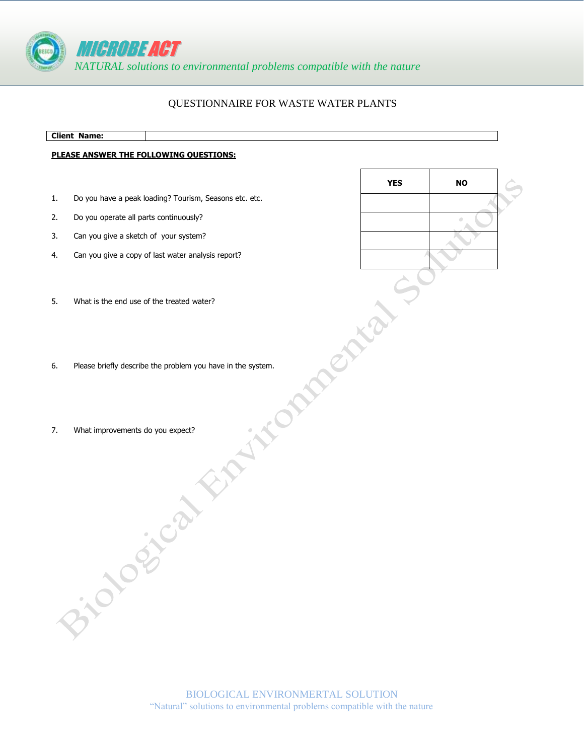MICROBE ACT

*NATURAL solutions to environmental problems compatible with the nature*

# QUESTIONNAIRE FOR WASTE WATER PLANTS

| | |
|---|---|
| **Client Name:** | |

**PLEASE ANSWER THE FOLLOWING QUESTIONS:**

| | | YES | NO |
|---|---|---|---|
| 1. | Do you have a peak loading? Tourism, Seasons etc. etc. | | |
| 2. | Do you operate all parts continuously? | | |
| 3. | Can you give a sketch of your system? | | |
| 4. | Can you give a copy of last water analysis report? | | |

5. What is the end use of the treated water?

6. Please briefly describe the problem you have in the system.

7. What improvements do you expect?

BIOLOGICAL ENVIRONMERTAL SOLUTION
"Natural" solutions to environmental problems compatible with the nature